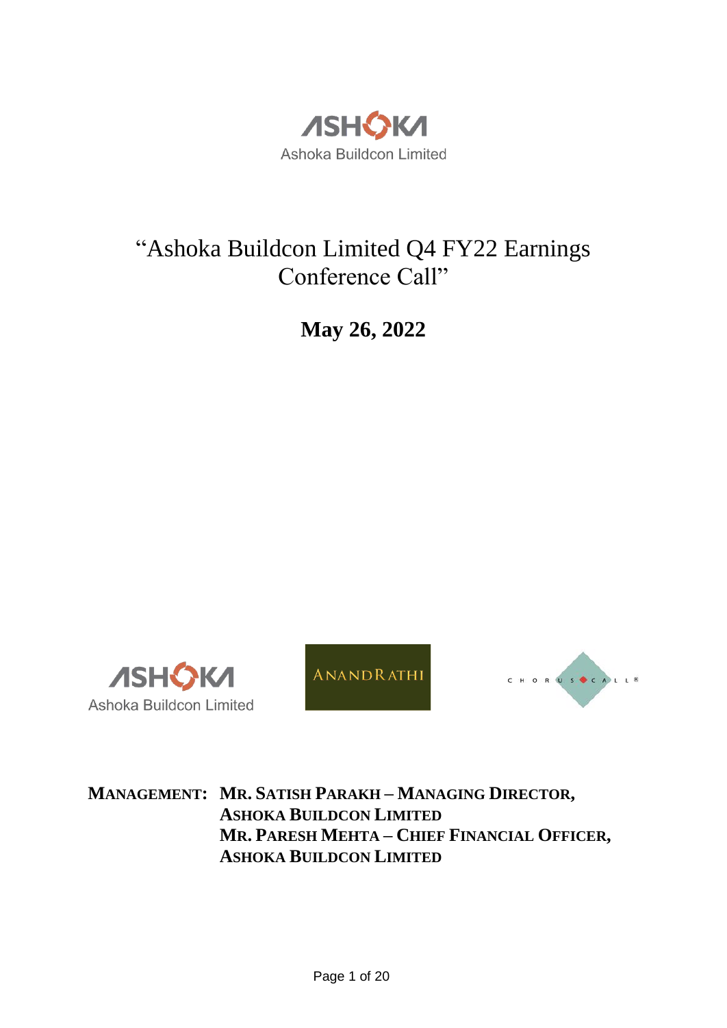Ashoka Buildcon Limited

# "Ashoka Buildcon Limited Q4 FY22 Earnings Conference Call"

## May 26, 2022

Ashoka Buildcon Limited

ANANDRATHI

CHORUS CALL

**MANAGEMENT: MR. SATISH PARAKH – MANAGING DIRECTOR, ASHOKA BUILDCON LIMITED**
**MR. PARESH MEHTA – CHIEF FINANCIAL OFFICER, ASHOKA BUILDCON LIMITED**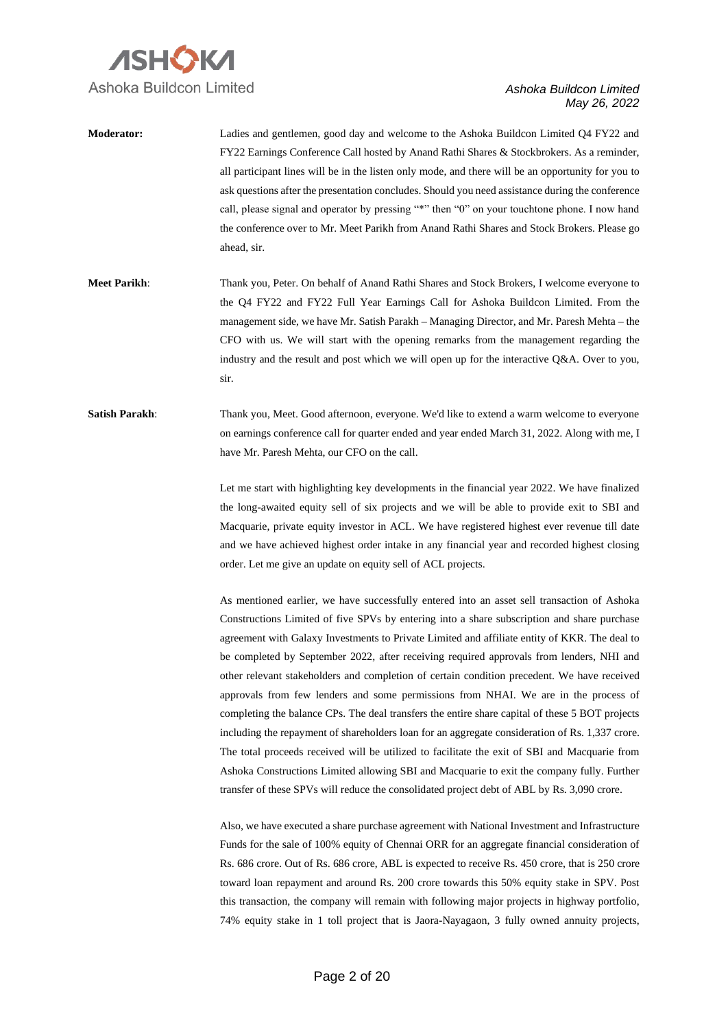**Moderator:** Ladies and gentlemen, good day and welcome to the Ashoka Buildcon Limited Q4 FY22 and FY22 Earnings Conference Call hosted by Anand Rathi Shares & Stockbrokers. As a reminder, all participant lines will be in the listen only mode, and there will be an opportunity for you to ask questions after the presentation concludes. Should you need assistance during the conference call, please signal and operator by pressing "*" then "0" on your touchtone phone. I now hand the conference over to Mr. Meet Parikh from Anand Rathi Shares and Stock Brokers. Please go ahead, sir.

**Meet Parikh:** Thank you, Peter. On behalf of Anand Rathi Shares and Stock Brokers, I welcome everyone to the Q4 FY22 and FY22 Full Year Earnings Call for Ashoka Buildcon Limited. From the management side, we have Mr. Satish Parakh – Managing Director, and Mr. Paresh Mehta – the CFO with us. We will start with the opening remarks from the management regarding the industry and the result and post which we will open up for the interactive Q&A. Over to you, sir.

**Satish Parakh:** Thank you, Meet. Good afternoon, everyone. We'd like to extend a warm welcome to everyone on earnings conference call for quarter ended and year ended March 31, 2022. Along with me, I have Mr. Paresh Mehta, our CFO on the call.

Let me start with highlighting key developments in the financial year 2022. We have finalized the long-awaited equity sell of six projects and we will be able to provide exit to SBI and Macquarie, private equity investor in ACL. We have registered highest ever revenue till date and we have achieved highest order intake in any financial year and recorded highest closing order. Let me give an update on equity sell of ACL projects.

As mentioned earlier, we have successfully entered into an asset sell transaction of Ashoka Constructions Limited of five SPVs by entering into a share subscription and share purchase agreement with Galaxy Investments to Private Limited and affiliate entity of KKR. The deal to be completed by September 2022, after receiving required approvals from lenders, NHI and other relevant stakeholders and completion of certain condition precedent. We have received approvals from few lenders and some permissions from NHAI. We are in the process of completing the balance CPs. The deal transfers the entire share capital of these 5 BOT projects including the repayment of shareholders loan for an aggregate consideration of Rs. 1,337 crore. The total proceeds received will be utilized to facilitate the exit of SBI and Macquarie from Ashoka Constructions Limited allowing SBI and Macquarie to exit the company fully. Further transfer of these SPVs will reduce the consolidated project debt of ABL by Rs. 3,090 crore.

Also, we have executed a share purchase agreement with National Investment and Infrastructure Funds for the sale of 100% equity of Chennai ORR for an aggregate financial consideration of Rs. 686 crore. Out of Rs. 686 crore, ABL is expected to receive Rs. 450 crore, that is 250 crore toward loan repayment and around Rs. 200 crore towards this 50% equity stake in SPV. Post this transaction, the company will remain with following major projects in highway portfolio, 74% equity stake in 1 toll project that is Jaora-Nayagaon, 3 fully owned annuity projects,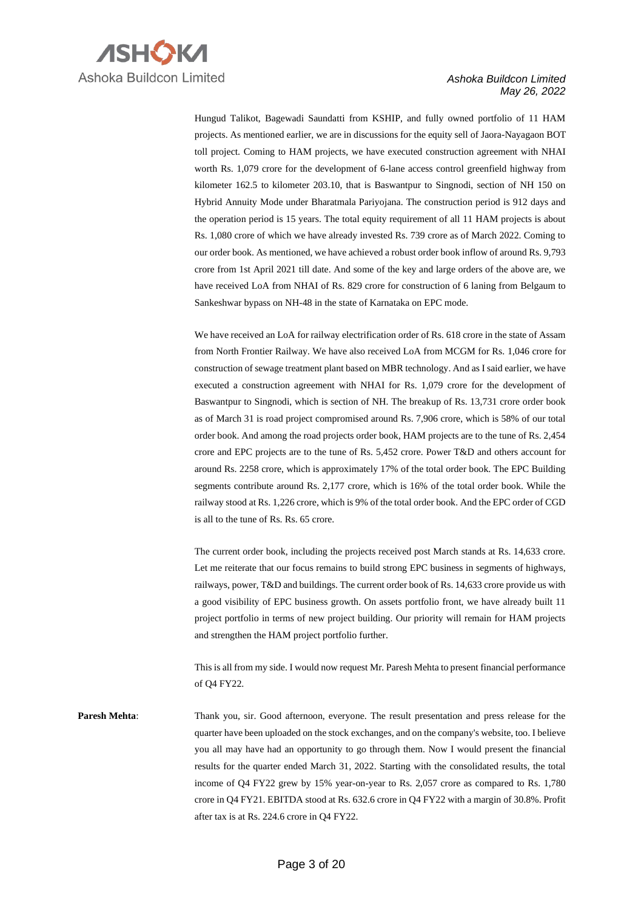Hungud Talikot, Bagewadi Saundatti from KSHIP, and fully owned portfolio of 11 HAM projects. As mentioned earlier, we are in discussions for the equity sell of Jaora-Nayagaon BOT toll project. Coming to HAM projects, we have executed construction agreement with NHAI worth Rs. 1,079 crore for the development of 6-lane access control greenfield highway from kilometer 162.5 to kilometer 203.10, that is Baswantpur to Singnodi, section of NH 150 on Hybrid Annuity Mode under Bharatmala Pariyojana. The construction period is 912 days and the operation period is 15 years. The total equity requirement of all 11 HAM projects is about Rs. 1,080 crore of which we have already invested Rs. 739 crore as of March 2022. Coming to our order book. As mentioned, we have achieved a robust order book inflow of around Rs. 9,793 crore from 1st April 2021 till date. And some of the key and large orders of the above are, we have received LoA from NHAI of Rs. 829 crore for construction of 6 laning from Belgaum to Sankeshwar bypass on NH-48 in the state of Karnataka on EPC mode.

We have received an LoA for railway electrification order of Rs. 618 crore in the state of Assam from North Frontier Railway. We have also received LoA from MCGM for Rs. 1,046 crore for construction of sewage treatment plant based on MBR technology. And as I said earlier, we have executed a construction agreement with NHAI for Rs. 1,079 crore for the development of Baswantpur to Singnodi, which is section of NH. The breakup of Rs. 13,731 crore order book as of March 31 is road project compromised around Rs. 7,906 crore, which is 58% of our total order book. And among the road projects order book, HAM projects are to the tune of Rs. 2,454 crore and EPC projects are to the tune of Rs. 5,452 crore. Power T&D and others account for around Rs. 2258 crore, which is approximately 17% of the total order book. The EPC Building segments contribute around Rs. 2,177 crore, which is 16% of the total order book. While the railway stood at Rs. 1,226 crore, which is 9% of the total order book. And the EPC order of CGD is all to the tune of Rs. Rs. 65 crore.

The current order book, including the projects received post March stands at Rs. 14,633 crore. Let me reiterate that our focus remains to build strong EPC business in segments of highways, railways, power, T&D and buildings. The current order book of Rs. 14,633 crore provide us with a good visibility of EPC business growth. On assets portfolio front, we have already built 11 project portfolio in terms of new project building. Our priority will remain for HAM projects and strengthen the HAM project portfolio further.

This is all from my side. I would now request Mr. Paresh Mehta to present financial performance of Q4 FY22.

**Paresh Mehta**: Thank you, sir. Good afternoon, everyone. The result presentation and press release for the quarter have been uploaded on the stock exchanges, and on the company's website, too. I believe you all may have had an opportunity to go through them. Now I would present the financial results for the quarter ended March 31, 2022. Starting with the consolidated results, the total income of Q4 FY22 grew by 15% year-on-year to Rs. 2,057 crore as compared to Rs. 1,780 crore in Q4 FY21. EBITDA stood at Rs. 632.6 crore in Q4 FY22 with a margin of 30.8%. Profit after tax is at Rs. 224.6 crore in Q4 FY22.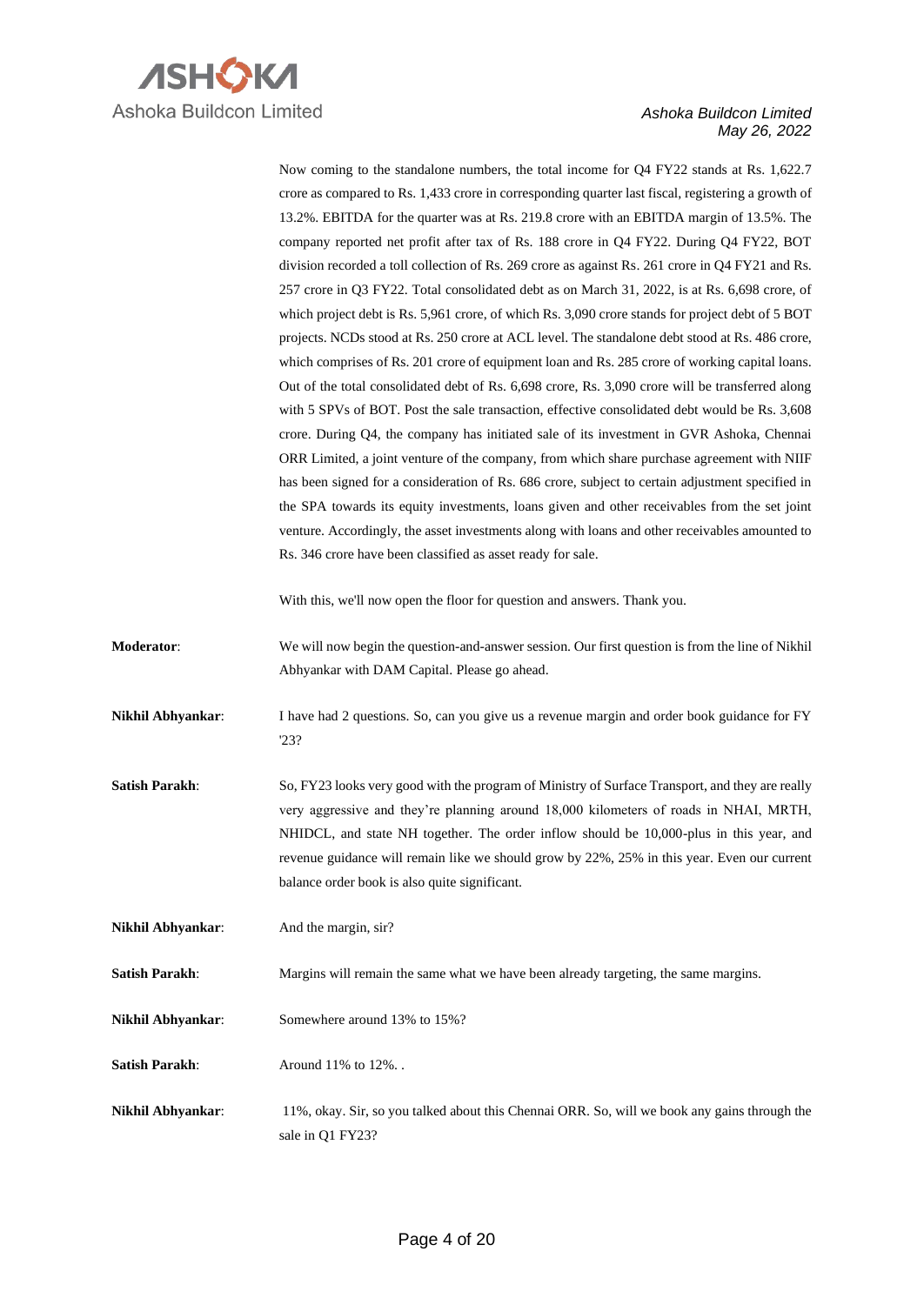Now coming to the standalone numbers, the total income for Q4 FY22 stands at Rs. 1,622.7 crore as compared to Rs. 1,433 crore in corresponding quarter last fiscal, registering a growth of 13.2%. EBITDA for the quarter was at Rs. 219.8 crore with an EBITDA margin of 13.5%. The company reported net profit after tax of Rs. 188 crore in Q4 FY22. During Q4 FY22, BOT division recorded a toll collection of Rs. 269 crore as against Rs. 261 crore in Q4 FY21 and Rs. 257 crore in Q3 FY22. Total consolidated debt as on March 31, 2022, is at Rs. 6,698 crore, of which project debt is Rs. 5,961 crore, of which Rs. 3,090 crore stands for project debt of 5 BOT projects. NCDs stood at Rs. 250 crore at ACL level. The standalone debt stood at Rs. 486 crore, which comprises of Rs. 201 crore of equipment loan and Rs. 285 crore of working capital loans. Out of the total consolidated debt of Rs. 6,698 crore, Rs. 3,090 crore will be transferred along with 5 SPVs of BOT. Post the sale transaction, effective consolidated debt would be Rs. 3,608 crore. During Q4, the company has initiated sale of its investment in GVR Ashoka, Chennai ORR Limited, a joint venture of the company, from which share purchase agreement with NIIF has been signed for a consideration of Rs. 686 crore, subject to certain adjustment specified in the SPA towards its equity investments, loans given and other receivables from the set joint venture. Accordingly, the asset investments along with loans and other receivables amounted to Rs. 346 crore have been classified as asset ready for sale.

With this, we'll now open the floor for question and answers. Thank you.

**Moderator**: We will now begin the question-and-answer session. Our first question is from the line of Nikhil Abhyankar with DAM Capital. Please go ahead.

**Nikhil Abhyankar**: I have had 2 questions. So, can you give us a revenue margin and order book guidance for FY '23?

**Satish Parakh**: So, FY23 looks very good with the program of Ministry of Surface Transport, and they are really very aggressive and they're planning around 18,000 kilometers of roads in NHAI, MRTH, NHIDCL, and state NH together. The order inflow should be 10,000-plus in this year, and revenue guidance will remain like we should grow by 22%, 25% in this year. Even our current balance order book is also quite significant.

**Nikhil Abhyankar**: And the margin, sir?

**Satish Parakh**: Margins will remain the same what we have been already targeting, the same margins.

**Nikhil Abhyankar**: Somewhere around 13% to 15%?

**Satish Parakh**: Around 11% to 12%. .

**Nikhil Abhyankar**: 11%, okay. Sir, so you talked about this Chennai ORR. So, will we book any gains through the sale in Q1 FY23?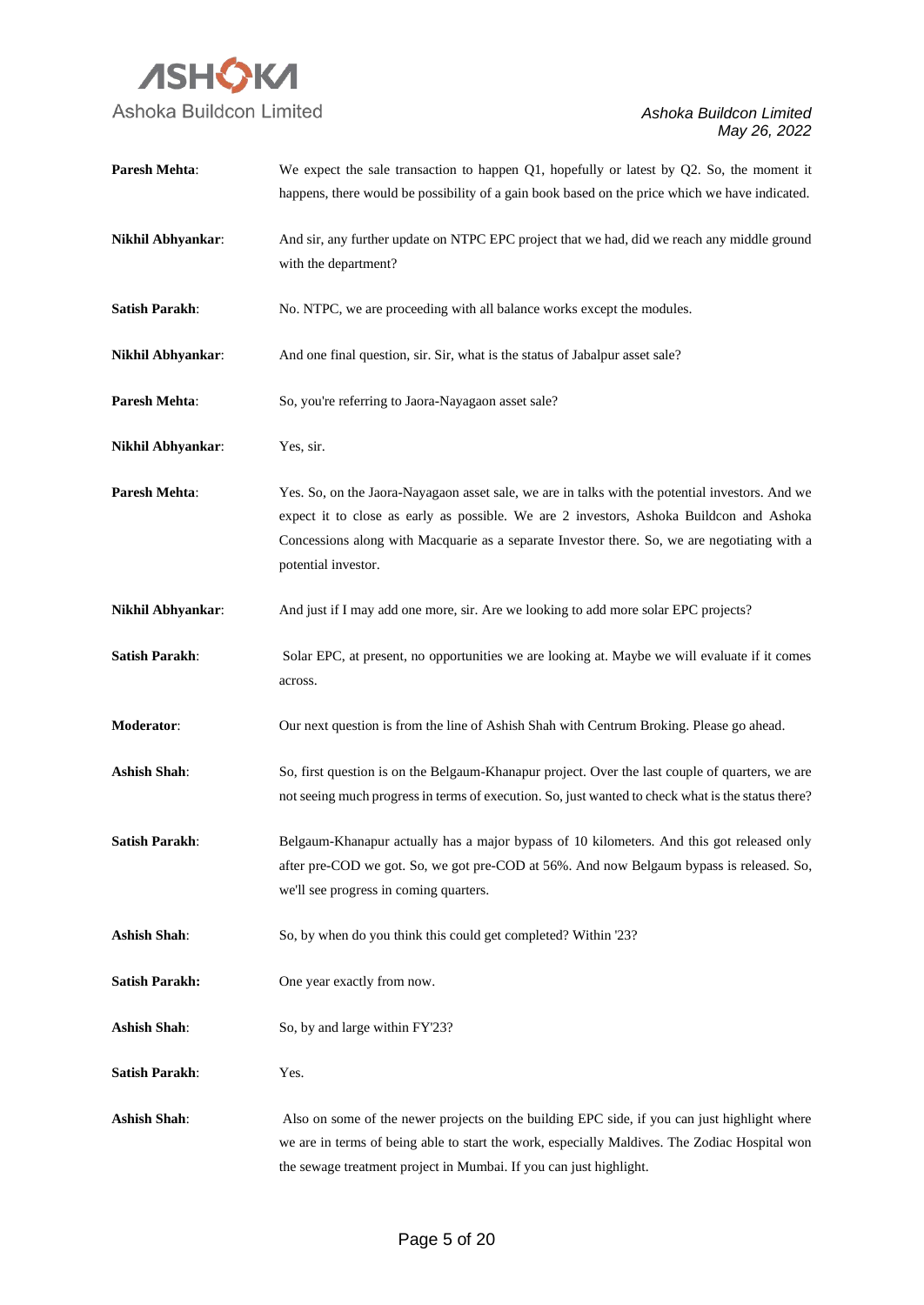**Paresh Mehta**: We expect the sale transaction to happen Q1, hopefully or latest by Q2. So, the moment it happens, there would be possibility of a gain book based on the price which we have indicated.

**Nikhil Abhyankar**: And sir, any further update on NTPC EPC project that we had, did we reach any middle ground with the department?

**Satish Parakh**: No. NTPC, we are proceeding with all balance works except the modules.

**Nikhil Abhyankar**: And one final question, sir. Sir, what is the status of Jabalpur asset sale?

**Paresh Mehta**: So, you're referring to Jaora-Nayagaon asset sale?

**Nikhil Abhyankar**: Yes, sir.

**Paresh Mehta**: Yes. So, on the Jaora-Nayagaon asset sale, we are in talks with the potential investors. And we expect it to close as early as possible. We are 2 investors, Ashoka Buildcon and Ashoka Concessions along with Macquarie as a separate Investor there. So, we are negotiating with a potential investor.

**Nikhil Abhyankar**: And just if I may add one more, sir. Are we looking to add more solar EPC projects?

**Satish Parakh**: Solar EPC, at present, no opportunities we are looking at. Maybe we will evaluate if it comes across.

**Moderator**: Our next question is from the line of Ashish Shah with Centrum Broking. Please go ahead.

**Ashish Shah**: So, first question is on the Belgaum-Khanapur project. Over the last couple of quarters, we are not seeing much progress in terms of execution. So, just wanted to check what is the status there?

**Satish Parakh**: Belgaum-Khanapur actually has a major bypass of 10 kilometers. And this got released only after pre-COD we got. So, we got pre-COD at 56%. And now Belgaum bypass is released. So, we'll see progress in coming quarters.

**Ashish Shah**: So, by when do you think this could get completed? Within '23?

**Satish Parakh:** One year exactly from now.

**Ashish Shah**: So, by and large within FY'23?

**Satish Parakh**: Yes.

**Ashish Shah**: Also on some of the newer projects on the building EPC side, if you can just highlight where we are in terms of being able to start the work, especially Maldives. The Zodiac Hospital won the sewage treatment project in Mumbai. If you can just highlight.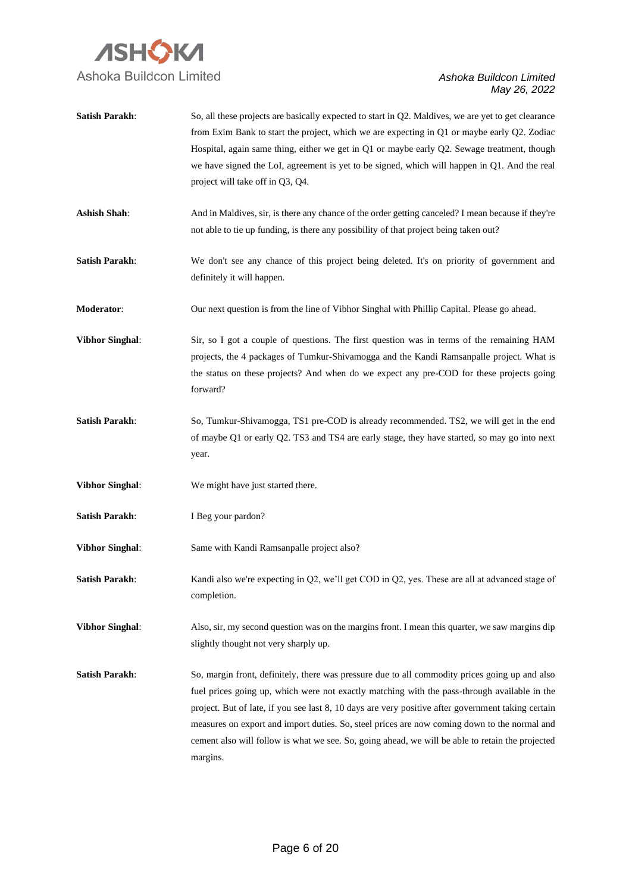**Satish Parakh**: So, all these projects are basically expected to start in Q2. Maldives, we are yet to get clearance from Exim Bank to start the project, which we are expecting in Q1 or maybe early Q2. Zodiac Hospital, again same thing, either we get in Q1 or maybe early Q2. Sewage treatment, though we have signed the LoI, agreement is yet to be signed, which will happen in Q1. And the real project will take off in Q3, Q4.

**Ashish Shah**: And in Maldives, sir, is there any chance of the order getting canceled? I mean because if they're not able to tie up funding, is there any possibility of that project being taken out?

**Satish Parakh**: We don't see any chance of this project being deleted. It's on priority of government and definitely it will happen.

**Moderator**: Our next question is from the line of Vibhor Singhal with Phillip Capital. Please go ahead.

**Vibhor Singhal**: Sir, so I got a couple of questions. The first question was in terms of the remaining HAM projects, the 4 packages of Tumkur-Shivamogga and the Kandi Ramsanpalle project. What is the status on these projects? And when do we expect any pre-COD for these projects going forward?

**Satish Parakh**: So, Tumkur-Shivamogga, TS1 pre-COD is already recommended. TS2, we will get in the end of maybe Q1 or early Q2. TS3 and TS4 are early stage, they have started, so may go into next year.

**Vibhor Singhal**: We might have just started there.

**Satish Parakh**: I Beg your pardon?

**Vibhor Singhal**: Same with Kandi Ramsanpalle project also?

**Satish Parakh**: Kandi also we're expecting in Q2, we'll get COD in Q2, yes. These are all at advanced stage of completion.

**Vibhor Singhal**: Also, sir, my second question was on the margins front. I mean this quarter, we saw margins dip slightly thought not very sharply up.

**Satish Parakh**: So, margin front, definitely, there was pressure due to all commodity prices going up and also fuel prices going up, which were not exactly matching with the pass-through available in the project. But of late, if you see last 8, 10 days are very positive after government taking certain measures on export and import duties. So, steel prices are now coming down to the normal and cement also will follow is what we see. So, going ahead, we will be able to retain the projected margins.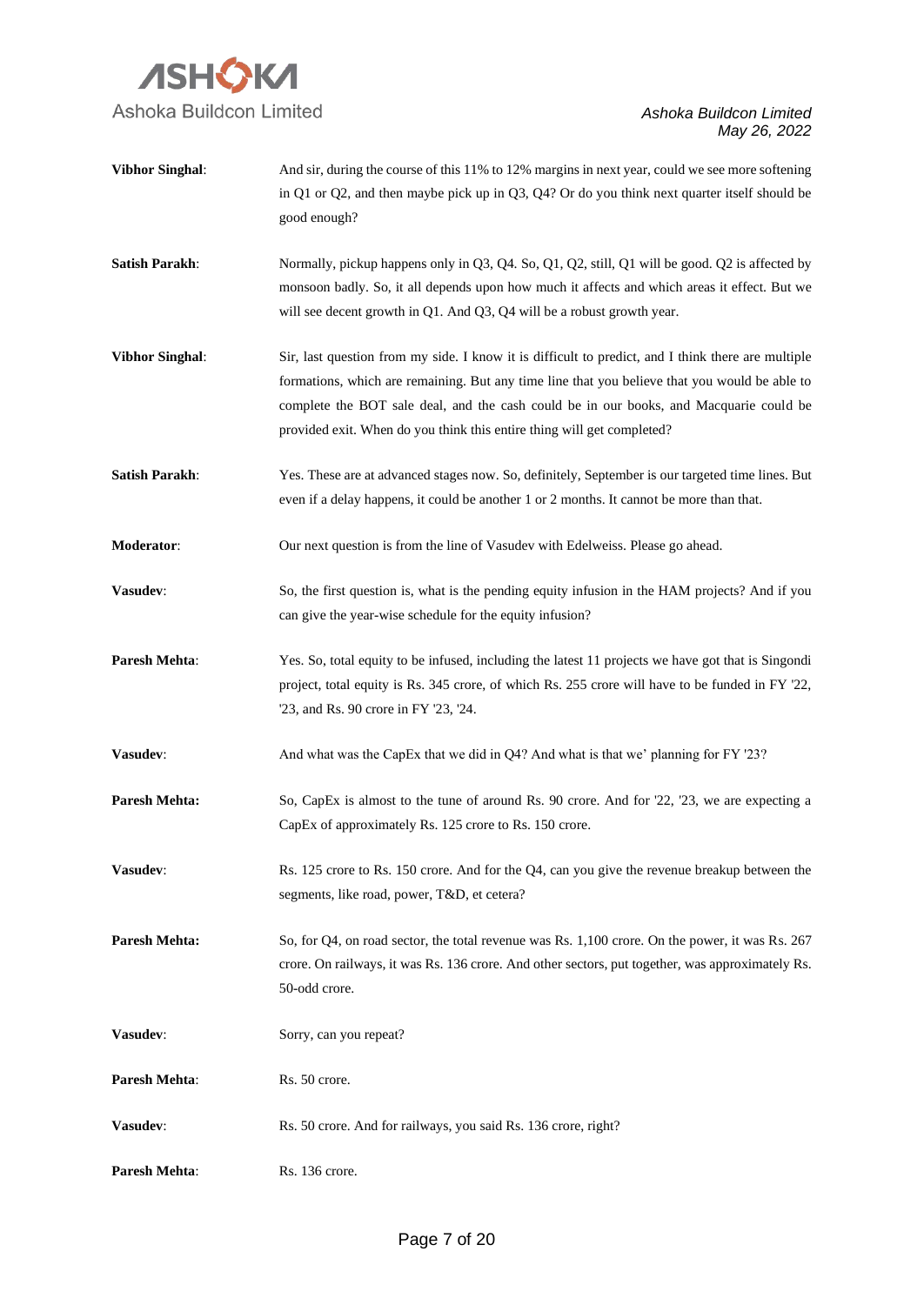**Vibhor Singhal**: And sir, during the course of this 11% to 12% margins in next year, could we see more softening in Q1 or Q2, and then maybe pick up in Q3, Q4? Or do you think next quarter itself should be good enough?

**Satish Parakh**: Normally, pickup happens only in Q3, Q4. So, Q1, Q2, still, Q1 will be good. Q2 is affected by monsoon badly. So, it all depends upon how much it affects and which areas it effect. But we will see decent growth in Q1. And Q3, Q4 will be a robust growth year.

**Vibhor Singhal**: Sir, last question from my side. I know it is difficult to predict, and I think there are multiple formations, which are remaining. But any time line that you believe that you would be able to complete the BOT sale deal, and the cash could be in our books, and Macquarie could be provided exit. When do you think this entire thing will get completed?

**Satish Parakh**: Yes. These are at advanced stages now. So, definitely, September is our targeted time lines. But even if a delay happens, it could be another 1 or 2 months. It cannot be more than that.

**Moderator**: Our next question is from the line of Vasudev with Edelweiss. Please go ahead.

**Vasudev**: So, the first question is, what is the pending equity infusion in the HAM projects? And if you can give the year-wise schedule for the equity infusion?

**Paresh Mehta**: Yes. So, total equity to be infused, including the latest 11 projects we have got that is Singondi project, total equity is Rs. 345 crore, of which Rs. 255 crore will have to be funded in FY '22, '23, and Rs. 90 crore in FY '23, '24.

**Vasudev**: And what was the CapEx that we did in Q4? And what is that we' planning for FY '23?

**Paresh Mehta:** So, CapEx is almost to the tune of around Rs. 90 crore. And for '22, '23, we are expecting a CapEx of approximately Rs. 125 crore to Rs. 150 crore.

**Vasudev**: Rs. 125 crore to Rs. 150 crore. And for the Q4, can you give the revenue breakup between the segments, like road, power, T&D, et cetera?

**Paresh Mehta:** So, for Q4, on road sector, the total revenue was Rs. 1,100 crore. On the power, it was Rs. 267 crore. On railways, it was Rs. 136 crore. And other sectors, put together, was approximately Rs. 50-odd crore.

**Vasudev**: Sorry, can you repeat?

**Paresh Mehta**: Rs. 50 crore.

**Vasudev**: Rs. 50 crore. And for railways, you said Rs. 136 crore, right?

**Paresh Mehta**: Rs. 136 crore.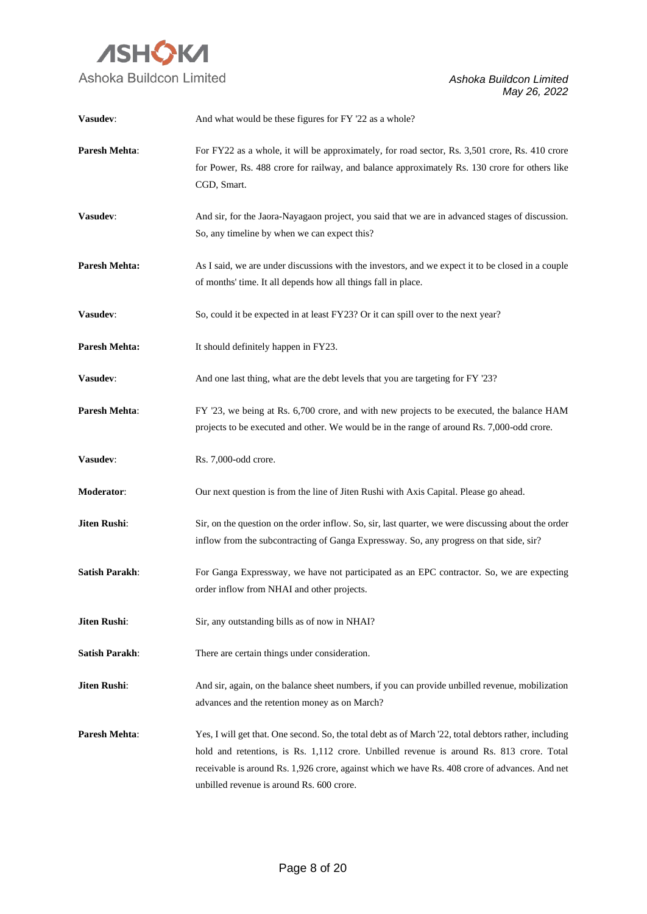**Vasudev**: And what would be these figures for FY '22 as a whole?

**Paresh Mehta**: For FY22 as a whole, it will be approximately, for road sector, Rs. 3,501 crore, Rs. 410 crore for Power, Rs. 488 crore for railway, and balance approximately Rs. 130 crore for others like CGD, Smart.

**Vasudev**: And sir, for the Jaora-Nayagaon project, you said that we are in advanced stages of discussion. So, any timeline by when we can expect this?

**Paresh Mehta:** As I said, we are under discussions with the investors, and we expect it to be closed in a couple of months' time. It all depends how all things fall in place.

**Vasudev**: So, could it be expected in at least FY23? Or it can spill over to the next year?

**Paresh Mehta:** It should definitely happen in FY23.

**Vasudev**: And one last thing, what are the debt levels that you are targeting for FY '23?

**Paresh Mehta**: FY '23, we being at Rs. 6,700 crore, and with new projects to be executed, the balance HAM projects to be executed and other. We would be in the range of around Rs. 7,000-odd crore.

**Vasudev**: Rs. 7,000-odd crore.

**Moderator**: Our next question is from the line of Jiten Rushi with Axis Capital. Please go ahead.

**Jiten Rushi**: Sir, on the question on the order inflow. So, sir, last quarter, we were discussing about the order inflow from the subcontracting of Ganga Expressway. So, any progress on that side, sir?

**Satish Parakh**: For Ganga Expressway, we have not participated as an EPC contractor. So, we are expecting order inflow from NHAI and other projects.

**Jiten Rushi**: Sir, any outstanding bills as of now in NHAI?

**Satish Parakh**: There are certain things under consideration.

**Jiten Rushi**: And sir, again, on the balance sheet numbers, if you can provide unbilled revenue, mobilization advances and the retention money as on March?

**Paresh Mehta**: Yes, I will get that. One second. So, the total debt as of March '22, total debtors rather, including hold and retentions, is Rs. 1,112 crore. Unbilled revenue is around Rs. 813 crore. Total receivable is around Rs. 1,926 crore, against which we have Rs. 408 crore of advances. And net unbilled revenue is around Rs. 600 crore.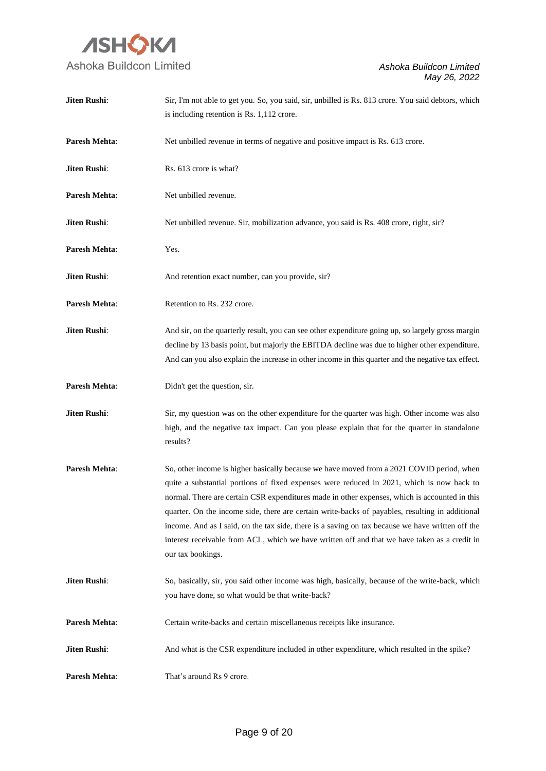**Jiten Rushi**: Sir, I'm not able to get you. So, you said, sir, unbilled is Rs. 813 crore. You said debtors, which is including retention is Rs. 1,112 crore.

**Paresh Mehta**: Net unbilled revenue in terms of negative and positive impact is Rs. 613 crore.

**Jiten Rushi**: Rs. 613 crore is what?

**Paresh Mehta**: Net unbilled revenue.

**Jiten Rushi**: Net unbilled revenue. Sir, mobilization advance, you said is Rs. 408 crore, right, sir?

**Paresh Mehta**: Yes.

**Jiten Rushi**: And retention exact number, can you provide, sir?

**Paresh Mehta**: Retention to Rs. 232 crore.

**Jiten Rushi**: And sir, on the quarterly result, you can see other expenditure going up, so largely gross margin decline by 13 basis point, but majorly the EBITDA decline was due to higher other expenditure. And can you also explain the increase in other income in this quarter and the negative tax effect.

**Paresh Mehta**: Didn't get the question, sir.

**Jiten Rushi**: Sir, my question was on the other expenditure for the quarter was high. Other income was also high, and the negative tax impact. Can you please explain that for the quarter in standalone results?

**Paresh Mehta**: So, other income is higher basically because we have moved from a 2021 COVID period, when quite a substantial portions of fixed expenses were reduced in 2021, which is now back to normal. There are certain CSR expenditures made in other expenses, which is accounted in this quarter. On the income side, there are certain write-backs of payables, resulting in additional income. And as I said, on the tax side, there is a saving on tax because we have written off the interest receivable from ACL, which we have written off and that we have taken as a credit in our tax bookings.

**Jiten Rushi**: So, basically, sir, you said other income was high, basically, because of the write-back, which you have done, so what would be that write-back?

**Paresh Mehta**: Certain write-backs and certain miscellaneous receipts like insurance.

**Jiten Rushi**: And what is the CSR expenditure included in other expenditure, which resulted in the spike?

**Paresh Mehta**: That's around Rs 9 crore.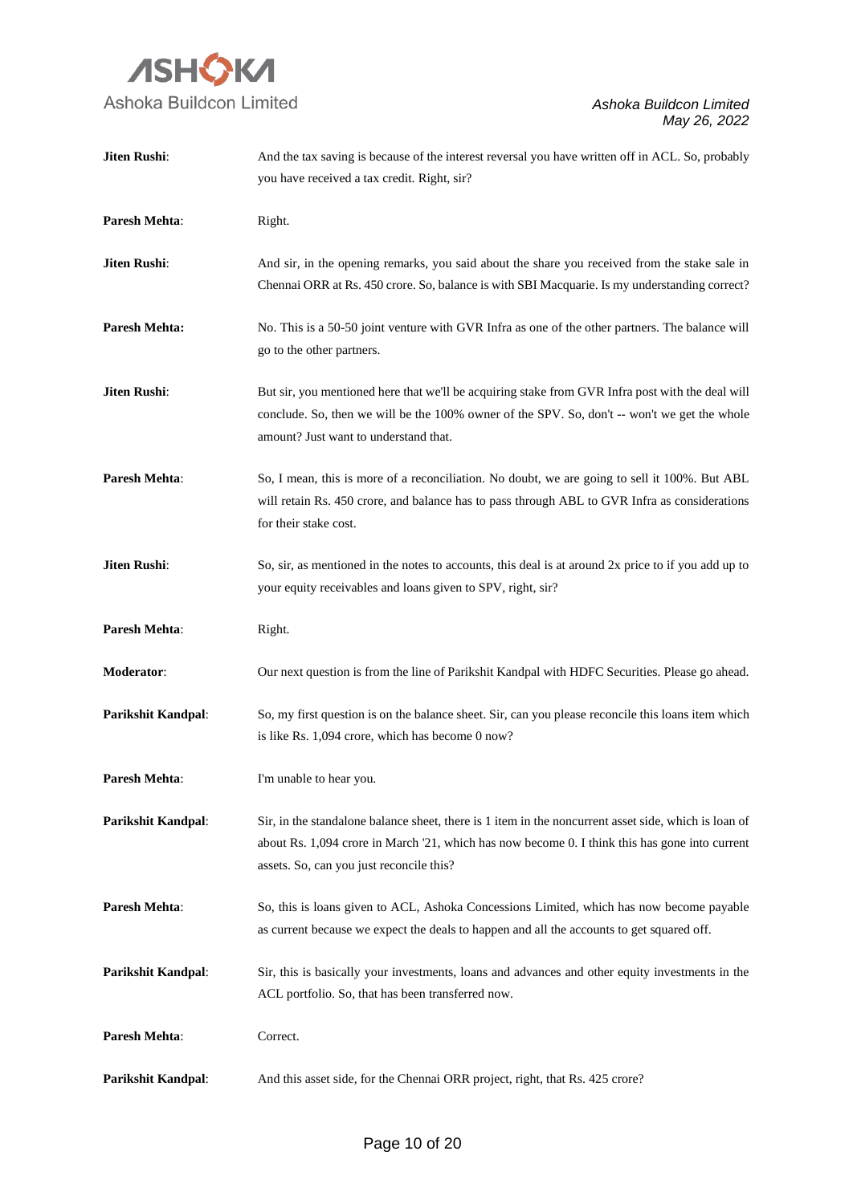**Jiten Rushi**: And the tax saving is because of the interest reversal you have written off in ACL. So, probably you have received a tax credit. Right, sir?

**Paresh Mehta**: Right.

**Jiten Rushi**: And sir, in the opening remarks, you said about the share you received from the stake sale in Chennai ORR at Rs. 450 crore. So, balance is with SBI Macquarie. Is my understanding correct?

**Paresh Mehta:** No. This is a 50-50 joint venture with GVR Infra as one of the other partners. The balance will go to the other partners.

**Jiten Rushi**: But sir, you mentioned here that we'll be acquiring stake from GVR Infra post with the deal will conclude. So, then we will be the 100% owner of the SPV. So, don't -- won't we get the whole amount? Just want to understand that.

**Paresh Mehta**: So, I mean, this is more of a reconciliation. No doubt, we are going to sell it 100%. But ABL will retain Rs. 450 crore, and balance has to pass through ABL to GVR Infra as considerations for their stake cost.

**Jiten Rushi**: So, sir, as mentioned in the notes to accounts, this deal is at around 2x price to if you add up to your equity receivables and loans given to SPV, right, sir?

**Paresh Mehta**: Right.

**Moderator**: Our next question is from the line of Parikshit Kandpal with HDFC Securities. Please go ahead.

**Parikshit Kandpal**: So, my first question is on the balance sheet. Sir, can you please reconcile this loans item which is like Rs. 1,094 crore, which has become 0 now?

**Paresh Mehta**: I'm unable to hear you.

**Parikshit Kandpal**: Sir, in the standalone balance sheet, there is 1 item in the noncurrent asset side, which is loan of about Rs. 1,094 crore in March '21, which has now become 0. I think this has gone into current assets. So, can you just reconcile this?

**Paresh Mehta**: So, this is loans given to ACL, Ashoka Concessions Limited, which has now become payable as current because we expect the deals to happen and all the accounts to get squared off.

**Parikshit Kandpal**: Sir, this is basically your investments, loans and advances and other equity investments in the ACL portfolio. So, that has been transferred now.

**Paresh Mehta**: Correct.

**Parikshit Kandpal**: And this asset side, for the Chennai ORR project, right, that Rs. 425 crore?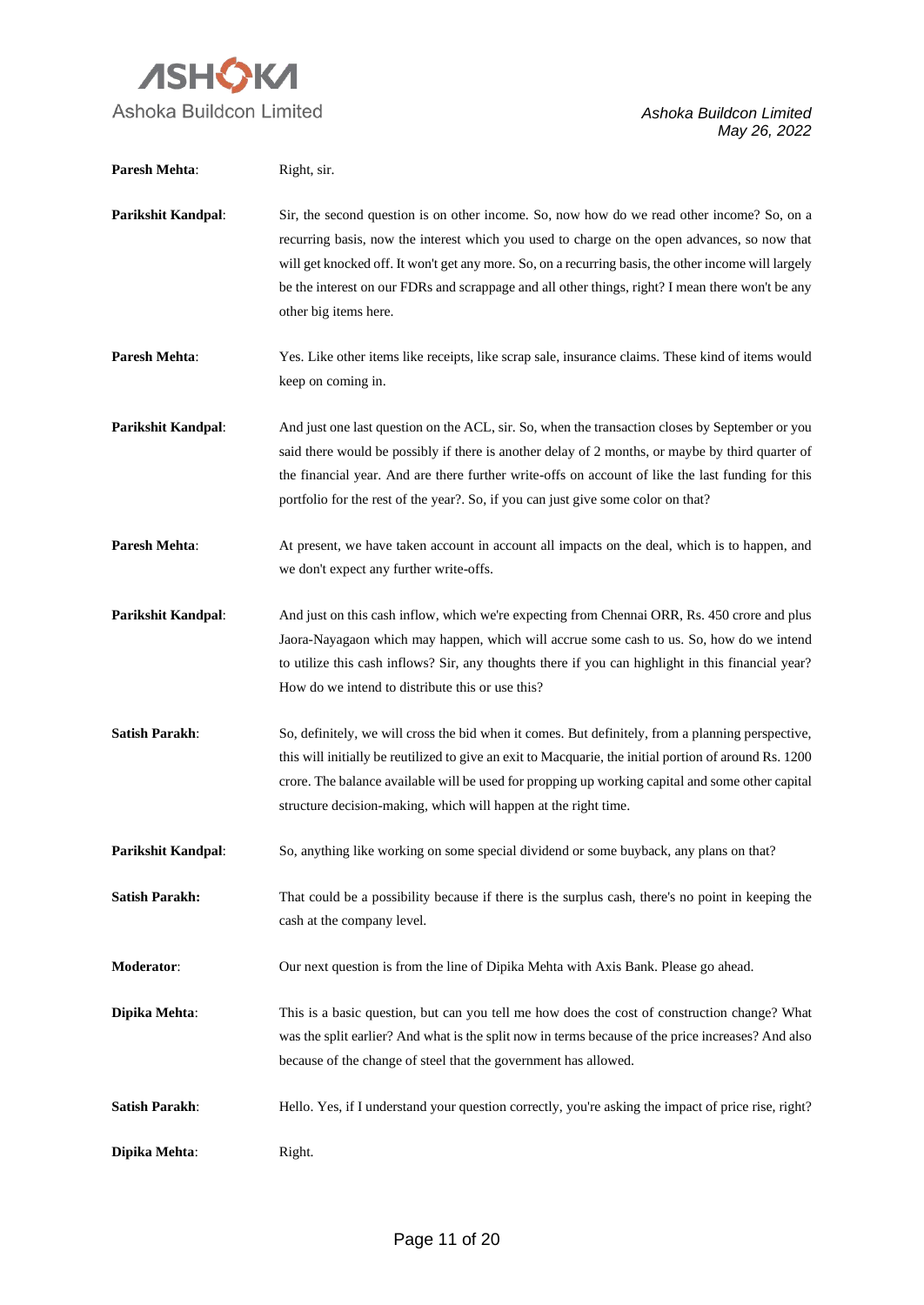**Paresh Mehta**: Right, sir.

**Parikshit Kandpal**: Sir, the second question is on other income. So, now how do we read other income? So, on a recurring basis, now the interest which you used to charge on the open advances, so now that will get knocked off. It won't get any more. So, on a recurring basis, the other income will largely be the interest on our FDRs and scrappage and all other things, right? I mean there won't be any other big items here.

**Paresh Mehta**: Yes. Like other items like receipts, like scrap sale, insurance claims. These kind of items would keep on coming in.

**Parikshit Kandpal**: And just one last question on the ACL, sir. So, when the transaction closes by September or you said there would be possibly if there is another delay of 2 months, or maybe by third quarter of the financial year. And are there further write-offs on account of like the last funding for this portfolio for the rest of the year?. So, if you can just give some color on that?

**Paresh Mehta**: At present, we have taken account in account all impacts on the deal, which is to happen, and we don't expect any further write-offs.

**Parikshit Kandpal**: And just on this cash inflow, which we're expecting from Chennai ORR, Rs. 450 crore and plus Jaora-Nayagaon which may happen, which will accrue some cash to us. So, how do we intend to utilize this cash inflows? Sir, any thoughts there if you can highlight in this financial year? How do we intend to distribute this or use this?

**Satish Parakh**: So, definitely, we will cross the bid when it comes. But definitely, from a planning perspective, this will initially be reutilized to give an exit to Macquarie, the initial portion of around Rs. 1200 crore. The balance available will be used for propping up working capital and some other capital structure decision-making, which will happen at the right time.

**Parikshit Kandpal**: So, anything like working on some special dividend or some buyback, any plans on that?

**Satish Parakh:** That could be a possibility because if there is the surplus cash, there's no point in keeping the cash at the company level.

**Moderator**: Our next question is from the line of Dipika Mehta with Axis Bank. Please go ahead.

**Dipika Mehta**: This is a basic question, but can you tell me how does the cost of construction change? What was the split earlier? And what is the split now in terms because of the price increases? And also because of the change of steel that the government has allowed.

**Satish Parakh**: Hello. Yes, if I understand your question correctly, you're asking the impact of price rise, right?

**Dipika Mehta**: Right.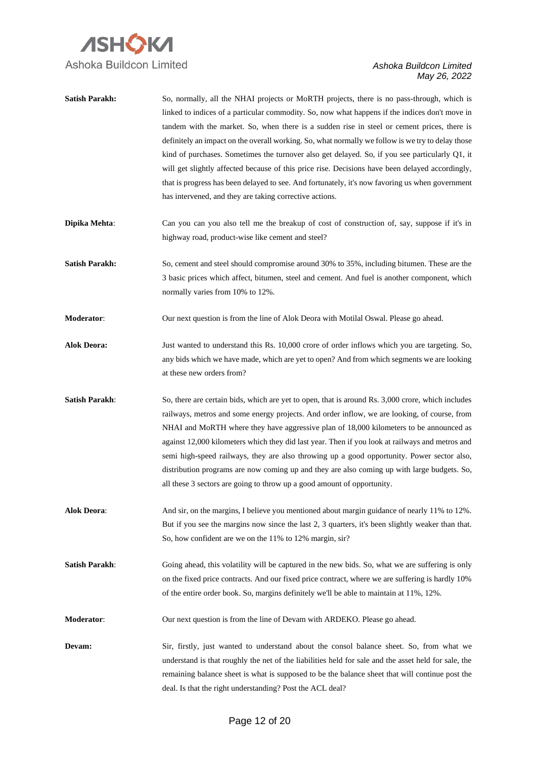**Satish Parakh:** So, normally, all the NHAI projects or MoRTH projects, there is no pass-through, which is linked to indices of a particular commodity. So, now what happens if the indices don't move in tandem with the market. So, when there is a sudden rise in steel or cement prices, there is definitely an impact on the overall working. So, what normally we follow is we try to delay those kind of purchases. Sometimes the turnover also get delayed. So, if you see particularly Q1, it will get slightly affected because of this price rise. Decisions have been delayed accordingly, that is progress has been delayed to see. And fortunately, it's now favoring us when government has intervened, and they are taking corrective actions.

**Dipika Mehta**: Can you can you also tell me the breakup of cost of construction of, say, suppose if it's in highway road, product-wise like cement and steel?

**Satish Parakh:** So, cement and steel should compromise around 30% to 35%, including bitumen. These are the 3 basic prices which affect, bitumen, steel and cement. And fuel is another component, which normally varies from 10% to 12%.

**Moderator**: Our next question is from the line of Alok Deora with Motilal Oswal. Please go ahead.

**Alok Deora:** Just wanted to understand this Rs. 10,000 crore of order inflows which you are targeting. So, any bids which we have made, which are yet to open? And from which segments we are looking at these new orders from?

**Satish Parakh**: So, there are certain bids, which are yet to open, that is around Rs. 3,000 crore, which includes railways, metros and some energy projects. And order inflow, we are looking, of course, from NHAI and MoRTH where they have aggressive plan of 18,000 kilometers to be announced as against 12,000 kilometers which they did last year. Then if you look at railways and metros and semi high-speed railways, they are also throwing up a good opportunity. Power sector also, distribution programs are now coming up and they are also coming up with large budgets. So, all these 3 sectors are going to throw up a good amount of opportunity.

**Alok Deora**: And sir, on the margins, I believe you mentioned about margin guidance of nearly 11% to 12%. But if you see the margins now since the last 2, 3 quarters, it's been slightly weaker than that. So, how confident are we on the 11% to 12% margin, sir?

**Satish Parakh**: Going ahead, this volatility will be captured in the new bids. So, what we are suffering is only on the fixed price contracts. And our fixed price contract, where we are suffering is hardly 10% of the entire order book. So, margins definitely we'll be able to maintain at 11%, 12%.

**Moderator**: Our next question is from the line of Devam with ARDEKO. Please go ahead.

**Devam:** Sir, firstly, just wanted to understand about the consol balance sheet. So, from what we understand is that roughly the net of the liabilities held for sale and the asset held for sale, the remaining balance sheet is what is supposed to be the balance sheet that will continue post the deal. Is that the right understanding? Post the ACL deal?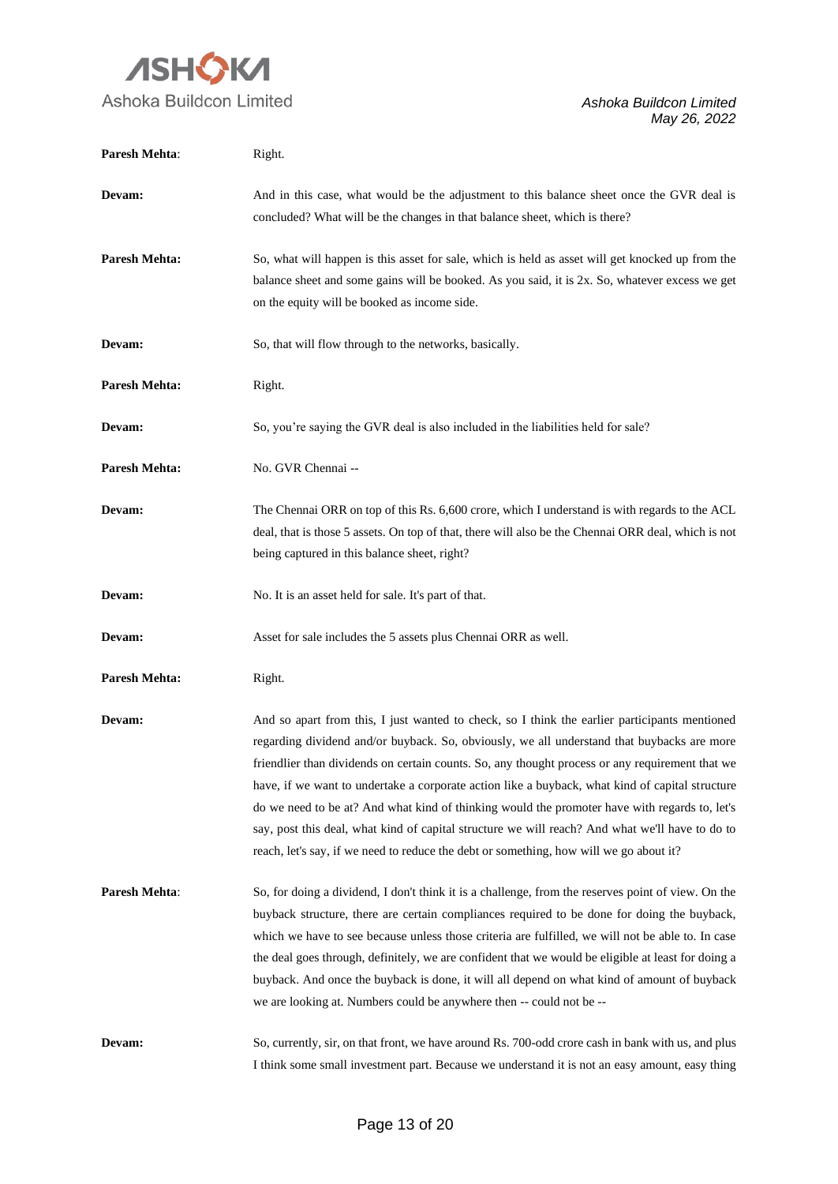**Paresh Mehta**: Right.

**Devam:** And in this case, what would be the adjustment to this balance sheet once the GVR deal is concluded? What will be the changes in that balance sheet, which is there?

**Paresh Mehta:** So, what will happen is this asset for sale, which is held as asset will get knocked up from the balance sheet and some gains will be booked. As you said, it is 2x. So, whatever excess we get on the equity will be booked as income side.

**Devam:** So, that will flow through to the networks, basically.

**Paresh Mehta:** Right.

**Devam:** So, you're saying the GVR deal is also included in the liabilities held for sale?

**Paresh Mehta:** No. GVR Chennai --

**Devam:** The Chennai ORR on top of this Rs. 6,600 crore, which I understand is with regards to the ACL deal, that is those 5 assets. On top of that, there will also be the Chennai ORR deal, which is not being captured in this balance sheet, right?

**Devam:** No. It is an asset held for sale. It's part of that.

**Devam:** Asset for sale includes the 5 assets plus Chennai ORR as well.

**Paresh Mehta:** Right.

**Devam:** And so apart from this, I just wanted to check, so I think the earlier participants mentioned regarding dividend and/or buyback. So, obviously, we all understand that buybacks are more friendlier than dividends on certain counts. So, any thought process or any requirement that we have, if we want to undertake a corporate action like a buyback, what kind of capital structure do we need to be at? And what kind of thinking would the promoter have with regards to, let's say, post this deal, what kind of capital structure we will reach? And what we'll have to do to reach, let's say, if we need to reduce the debt or something, how will we go about it?

**Paresh Mehta**: So, for doing a dividend, I don't think it is a challenge, from the reserves point of view. On the buyback structure, there are certain compliances required to be done for doing the buyback, which we have to see because unless those criteria are fulfilled, we will not be able to. In case the deal goes through, definitely, we are confident that we would be eligible at least for doing a buyback. And once the buyback is done, it will all depend on what kind of amount of buyback we are looking at. Numbers could be anywhere then -- could not be --

**Devam:** So, currently, sir, on that front, we have around Rs. 700-odd crore cash in bank with us, and plus I think some small investment part. Because we understand it is not an easy amount, easy thing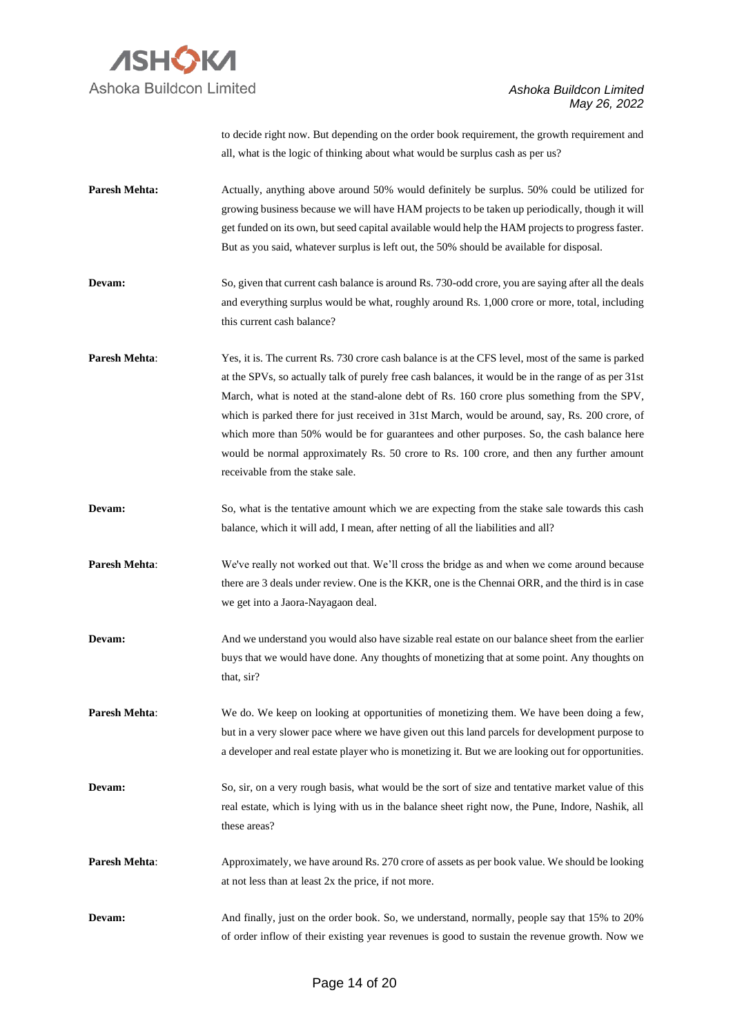to decide right now. But depending on the order book requirement, the growth requirement and all, what is the logic of thinking about what would be surplus cash as per us?

**Paresh Mehta:** Actually, anything above around 50% would definitely be surplus. 50% could be utilized for growing business because we will have HAM projects to be taken up periodically, though it will get funded on its own, but seed capital available would help the HAM projects to progress faster. But as you said, whatever surplus is left out, the 50% should be available for disposal.

**Devam:** So, given that current cash balance is around Rs. 730-odd crore, you are saying after all the deals and everything surplus would be what, roughly around Rs. 1,000 crore or more, total, including this current cash balance?

**Paresh Mehta:** Yes, it is. The current Rs. 730 crore cash balance is at the CFS level, most of the same is parked at the SPVs, so actually talk of purely free cash balances, it would be in the range of as per 31st March, what is noted at the stand-alone debt of Rs. 160 crore plus something from the SPV, which is parked there for just received in 31st March, would be around, say, Rs. 200 crore, of which more than 50% would be for guarantees and other purposes. So, the cash balance here would be normal approximately Rs. 50 crore to Rs. 100 crore, and then any further amount receivable from the stake sale.

**Devam:** So, what is the tentative amount which we are expecting from the stake sale towards this cash balance, which it will add, I mean, after netting of all the liabilities and all?

**Paresh Mehta:** We've really not worked out that. We'll cross the bridge as and when we come around because there are 3 deals under review. One is the KKR, one is the Chennai ORR, and the third is in case we get into a Jaora-Nayagaon deal.

**Devam:** And we understand you would also have sizable real estate on our balance sheet from the earlier buys that we would have done. Any thoughts of monetizing that at some point. Any thoughts on that, sir?

**Paresh Mehta:** We do. We keep on looking at opportunities of monetizing them. We have been doing a few, but in a very slower pace where we have given out this land parcels for development purpose to a developer and real estate player who is monetizing it. But we are looking out for opportunities.

**Devam:** So, sir, on a very rough basis, what would be the sort of size and tentative market value of this real estate, which is lying with us in the balance sheet right now, the Pune, Indore, Nashik, all these areas?

**Paresh Mehta:** Approximately, we have around Rs. 270 crore of assets as per book value. We should be looking at not less than at least 2x the price, if not more.

**Devam:** And finally, just on the order book. So, we understand, normally, people say that 15% to 20% of order inflow of their existing year revenues is good to sustain the revenue growth. Now we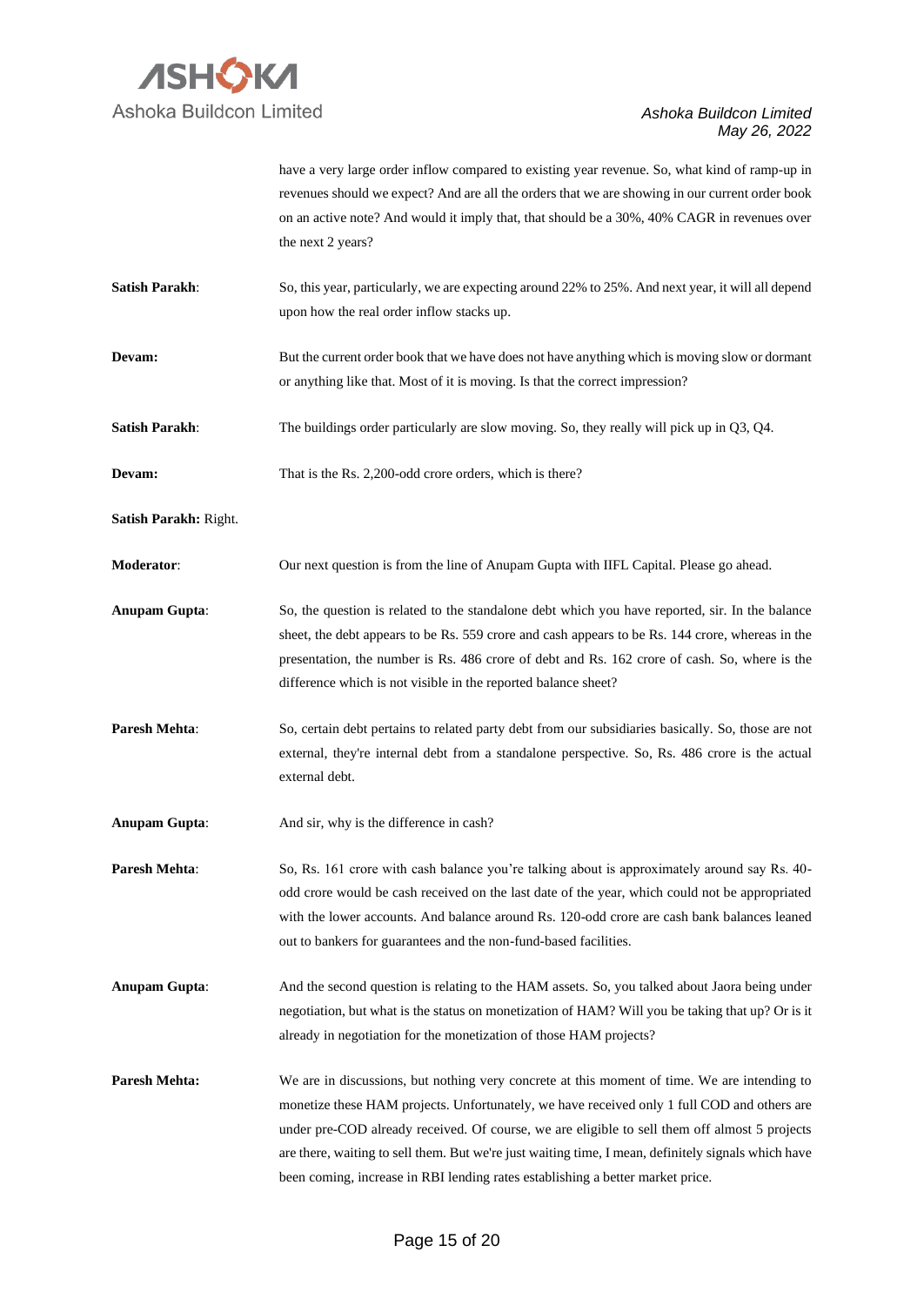have a very large order inflow compared to existing year revenue. So, what kind of ramp-up in revenues should we expect? And are all the orders that we are showing in our current order book on an active note? And would it imply that, that should be a 30%, 40% CAGR in revenues over the next 2 years?

**Satish Parakh**: So, this year, particularly, we are expecting around 22% to 25%. And next year, it will all depend upon how the real order inflow stacks up.

**Devam:** But the current order book that we have does not have anything which is moving slow or dormant or anything like that. Most of it is moving. Is that the correct impression?

**Satish Parakh**: The buildings order particularly are slow moving. So, they really will pick up in Q3, Q4.

**Devam:** That is the Rs. 2,200-odd crore orders, which is there?

**Satish Parakh:** Right.

**Moderator**: Our next question is from the line of Anupam Gupta with IIFL Capital. Please go ahead.

**Anupam Gupta**: So, the question is related to the standalone debt which you have reported, sir. In the balance sheet, the debt appears to be Rs. 559 crore and cash appears to be Rs. 144 crore, whereas in the presentation, the number is Rs. 486 crore of debt and Rs. 162 crore of cash. So, where is the difference which is not visible in the reported balance sheet?

**Paresh Mehta**: So, certain debt pertains to related party debt from our subsidiaries basically. So, those are not external, they're internal debt from a standalone perspective. So, Rs. 486 crore is the actual external debt.

**Anupam Gupta**: And sir, why is the difference in cash?

**Paresh Mehta**: So, Rs. 161 crore with cash balance you're talking about is approximately around say Rs. 40-odd crore would be cash received on the last date of the year, which could not be appropriated with the lower accounts. And balance around Rs. 120-odd crore are cash bank balances leaned out to bankers for guarantees and the non-fund-based facilities.

**Anupam Gupta**: And the second question is relating to the HAM assets. So, you talked about Jaora being under negotiation, but what is the status on monetization of HAM? Will you be taking that up? Or is it already in negotiation for the monetization of those HAM projects?

**Paresh Mehta:** We are in discussions, but nothing very concrete at this moment of time. We are intending to monetize these HAM projects. Unfortunately, we have received only 1 full COD and others are under pre-COD already received. Of course, we are eligible to sell them off almost 5 projects are there, waiting to sell them. But we're just waiting time, I mean, definitely signals which have been coming, increase in RBI lending rates establishing a better market price.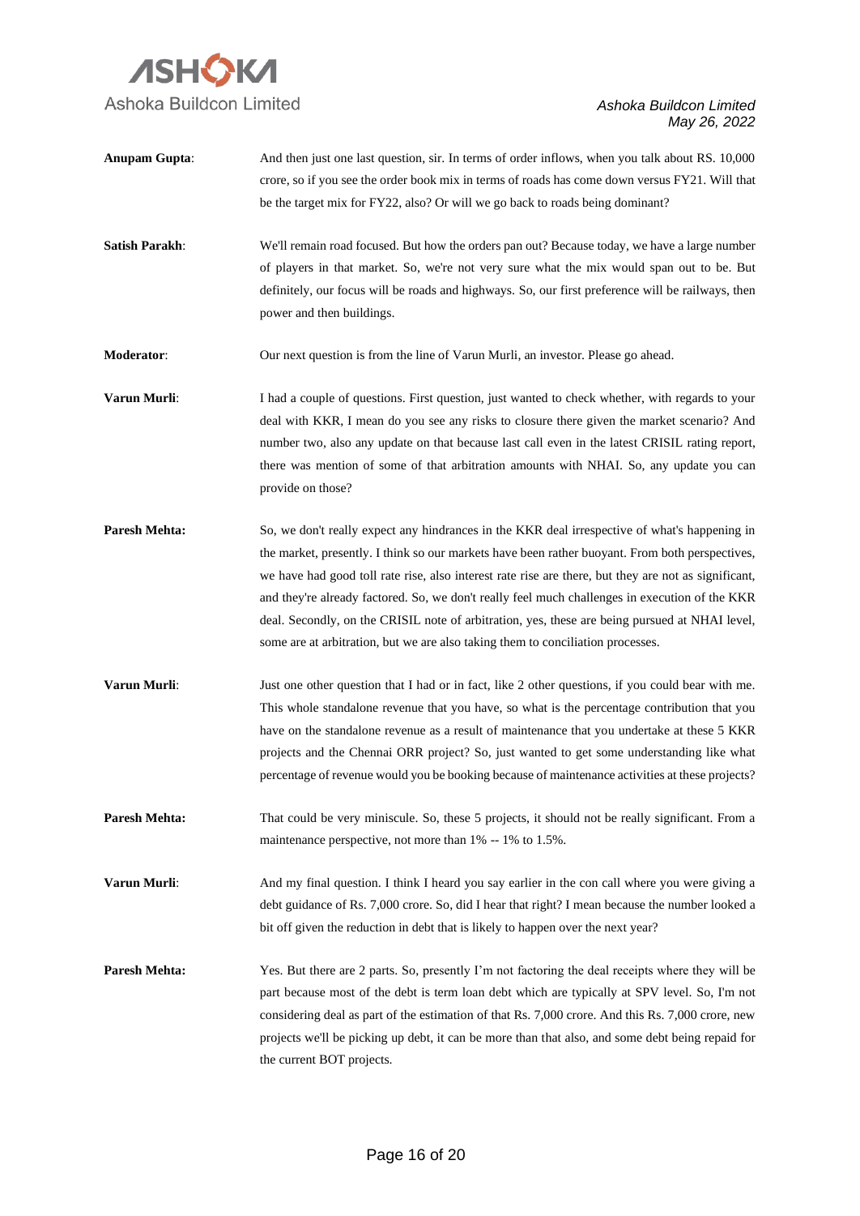**Anupam Gupta**: And then just one last question, sir. In terms of order inflows, when you talk about RS. 10,000 crore, so if you see the order book mix in terms of roads has come down versus FY21. Will that be the target mix for FY22, also? Or will we go back to roads being dominant?

**Satish Parakh**: We'll remain road focused. But how the orders pan out? Because today, we have a large number of players in that market. So, we're not very sure what the mix would span out to be. But definitely, our focus will be roads and highways. So, our first preference will be railways, then power and then buildings.

**Moderator**: Our next question is from the line of Varun Murli, an investor. Please go ahead.

**Varun Murli**: I had a couple of questions. First question, just wanted to check whether, with regards to your deal with KKR, I mean do you see any risks to closure there given the market scenario? And number two, also any update on that because last call even in the latest CRISIL rating report, there was mention of some of that arbitration amounts with NHAI. So, any update you can provide on those?

**Paresh Mehta:** So, we don't really expect any hindrances in the KKR deal irrespective of what's happening in the market, presently. I think so our markets have been rather buoyant. From both perspectives, we have had good toll rate rise, also interest rate rise are there, but they are not as significant, and they're already factored. So, we don't really feel much challenges in execution of the KKR deal. Secondly, on the CRISIL note of arbitration, yes, these are being pursued at NHAI level, some are at arbitration, but we are also taking them to conciliation processes.

**Varun Murli**: Just one other question that I had or in fact, like 2 other questions, if you could bear with me. This whole standalone revenue that you have, so what is the percentage contribution that you have on the standalone revenue as a result of maintenance that you undertake at these 5 KKR projects and the Chennai ORR project? So, just wanted to get some understanding like what percentage of revenue would you be booking because of maintenance activities at these projects?

**Paresh Mehta:** That could be very miniscule. So, these 5 projects, it should not be really significant. From a maintenance perspective, not more than 1% -- 1% to 1.5%.

**Varun Murli**: And my final question. I think I heard you say earlier in the con call where you were giving a debt guidance of Rs. 7,000 crore. So, did I hear that right? I mean because the number looked a bit off given the reduction in debt that is likely to happen over the next year?

**Paresh Mehta:** Yes. But there are 2 parts. So, presently I'm not factoring the deal receipts where they will be part because most of the debt is term loan debt which are typically at SPV level. So, I'm not considering deal as part of the estimation of that Rs. 7,000 crore. And this Rs. 7,000 crore, new projects we'll be picking up debt, it can be more than that also, and some debt being repaid for the current BOT projects.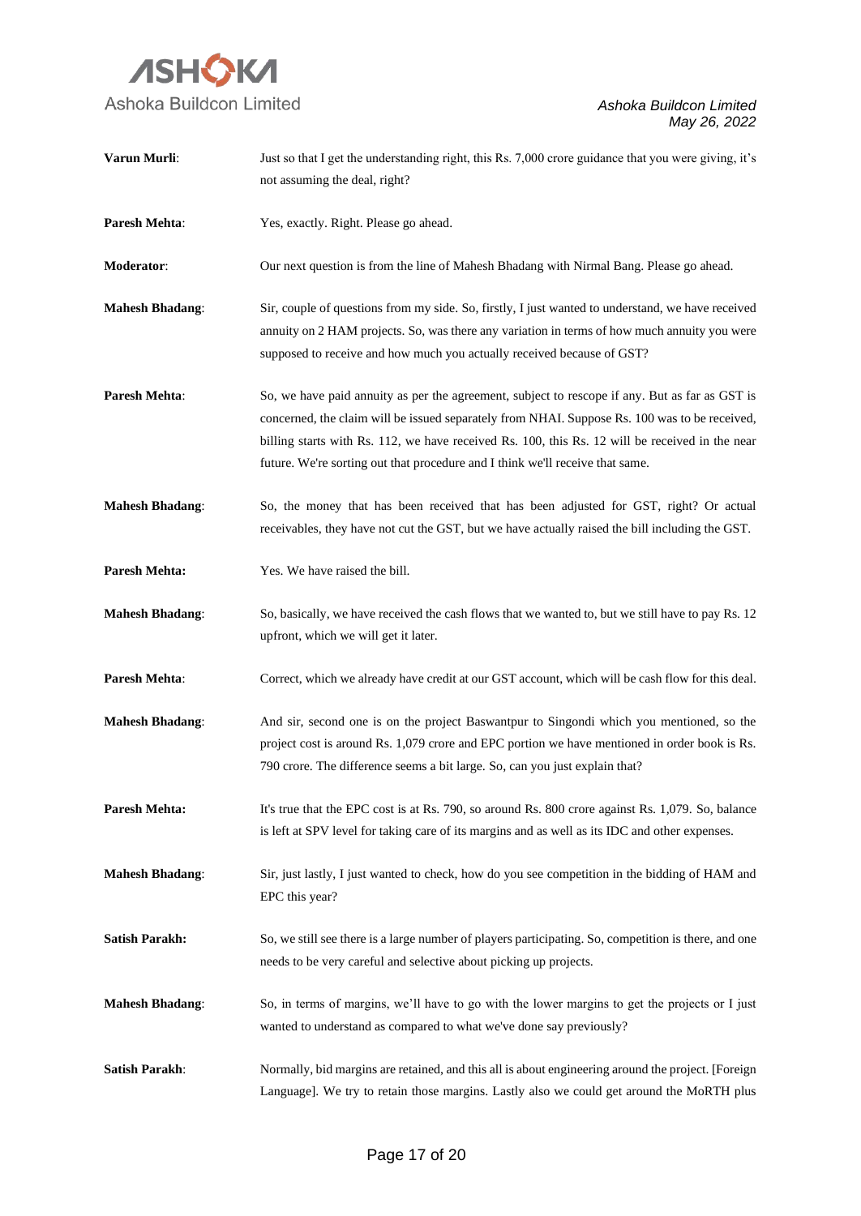**Varun Murli**: Just so that I get the understanding right, this Rs. 7,000 crore guidance that you were giving, it's not assuming the deal, right?

**Paresh Mehta**: Yes, exactly. Right. Please go ahead.

**Moderator**: Our next question is from the line of Mahesh Bhadang with Nirmal Bang. Please go ahead.

**Mahesh Bhadang**: Sir, couple of questions from my side. So, firstly, I just wanted to understand, we have received annuity on 2 HAM projects. So, was there any variation in terms of how much annuity you were supposed to receive and how much you actually received because of GST?

**Paresh Mehta**: So, we have paid annuity as per the agreement, subject to rescope if any. But as far as GST is concerned, the claim will be issued separately from NHAI. Suppose Rs. 100 was to be received, billing starts with Rs. 112, we have received Rs. 100, this Rs. 12 will be received in the near future. We're sorting out that procedure and I think we'll receive that same.

**Mahesh Bhadang**: So, the money that has been received that has been adjusted for GST, right? Or actual receivables, they have not cut the GST, but we have actually raised the bill including the GST.

**Paresh Mehta:** Yes. We have raised the bill.

**Mahesh Bhadang**: So, basically, we have received the cash flows that we wanted to, but we still have to pay Rs. 12 upfront, which we will get it later.

**Paresh Mehta**: Correct, which we already have credit at our GST account, which will be cash flow for this deal.

**Mahesh Bhadang**: And sir, second one is on the project Baswantpur to Singondi which you mentioned, so the project cost is around Rs. 1,079 crore and EPC portion we have mentioned in order book is Rs. 790 crore. The difference seems a bit large. So, can you just explain that?

**Paresh Mehta:** It's true that the EPC cost is at Rs. 790, so around Rs. 800 crore against Rs. 1,079. So, balance is left at SPV level for taking care of its margins and as well as its IDC and other expenses.

**Mahesh Bhadang**: Sir, just lastly, I just wanted to check, how do you see competition in the bidding of HAM and EPC this year?

**Satish Parakh:** So, we still see there is a large number of players participating. So, competition is there, and one needs to be very careful and selective about picking up projects.

**Mahesh Bhadang**: So, in terms of margins, we'll have to go with the lower margins to get the projects or I just wanted to understand as compared to what we've done say previously?

**Satish Parakh**: Normally, bid margins are retained, and this all is about engineering around the project. [Foreign Language]. We try to retain those margins. Lastly also we could get around the MoRTH plus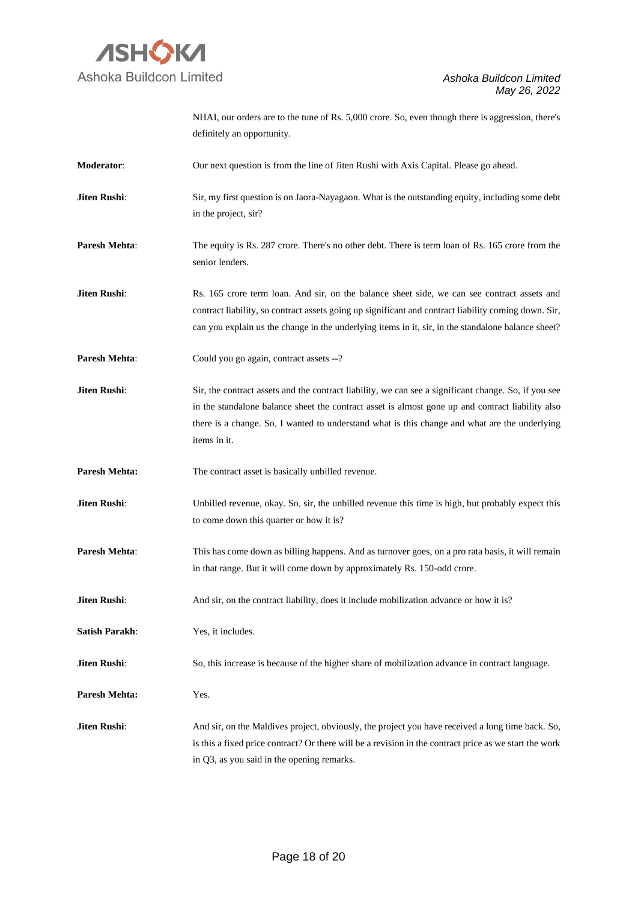NHAI, our orders are to the tune of Rs. 5,000 crore. So, even though there is aggression, there's definitely an opportunity.

**Moderator**: Our next question is from the line of Jiten Rushi with Axis Capital. Please go ahead.

**Jiten Rushi**: Sir, my first question is on Jaora-Nayagaon. What is the outstanding equity, including some debt in the project, sir?

**Paresh Mehta**: The equity is Rs. 287 crore. There's no other debt. There is term loan of Rs. 165 crore from the senior lenders.

**Jiten Rushi**: Rs. 165 crore term loan. And sir, on the balance sheet side, we can see contract assets and contract liability, so contract assets going up significant and contract liability coming down. Sir, can you explain us the change in the underlying items in it, sir, in the standalone balance sheet?

**Paresh Mehta**: Could you go again, contract assets --?

**Jiten Rushi**: Sir, the contract assets and the contract liability, we can see a significant change. So, if you see in the standalone balance sheet the contract asset is almost gone up and contract liability also there is a change. So, I wanted to understand what is this change and what are the underlying items in it.

**Paresh Mehta:** The contract asset is basically unbilled revenue.

**Jiten Rushi**: Unbilled revenue, okay. So, sir, the unbilled revenue this time is high, but probably expect this to come down this quarter or how it is?

**Paresh Mehta**: This has come down as billing happens. And as turnover goes, on a pro rata basis, it will remain in that range. But it will come down by approximately Rs. 150-odd crore.

**Jiten Rushi**: And sir, on the contract liability, does it include mobilization advance or how it is?

**Satish Parakh**: Yes, it includes.

**Jiten Rushi**: So, this increase is because of the higher share of mobilization advance in contract language.

**Paresh Mehta:** Yes.

**Jiten Rushi**: And sir, on the Maldives project, obviously, the project you have received a long time back. So, is this a fixed price contract? Or there will be a revision in the contract price as we start the work in Q3, as you said in the opening remarks.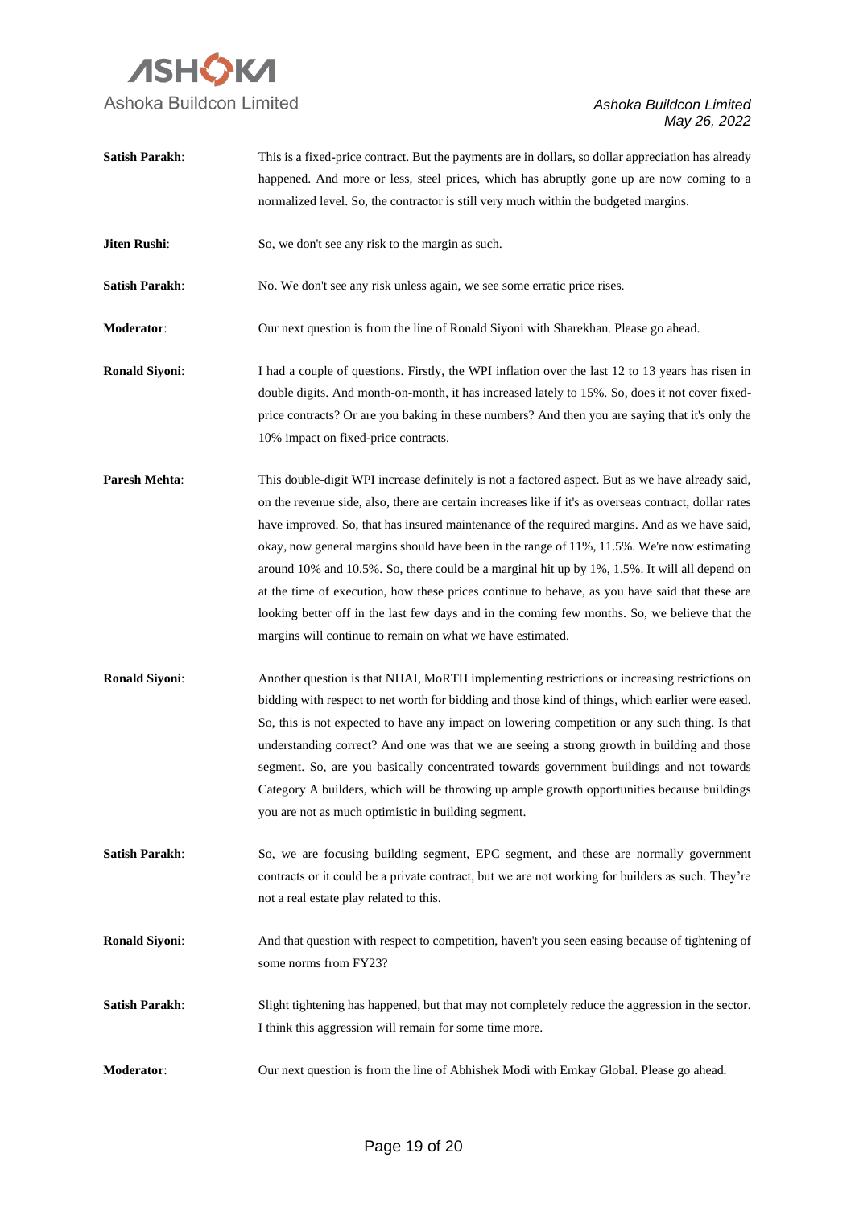**Satish Parakh**: This is a fixed-price contract. But the payments are in dollars, so dollar appreciation has already happened. And more or less, steel prices, which has abruptly gone up are now coming to a normalized level. So, the contractor is still very much within the budgeted margins.

**Jiten Rushi**: So, we don't see any risk to the margin as such.

**Satish Parakh**: No. We don't see any risk unless again, we see some erratic price rises.

**Moderator**: Our next question is from the line of Ronald Siyoni with Sharekhan. Please go ahead.

**Ronald Siyoni**: I had a couple of questions. Firstly, the WPI inflation over the last 12 to 13 years has risen in double digits. And month-on-month, it has increased lately to 15%. So, does it not cover fixed-price contracts? Or are you baking in these numbers? And then you are saying that it's only the 10% impact on fixed-price contracts.

**Paresh Mehta**: This double-digit WPI increase definitely is not a factored aspect. But as we have already said, on the revenue side, also, there are certain increases like if it's as overseas contract, dollar rates have improved. So, that has insured maintenance of the required margins. And as we have said, okay, now general margins should have been in the range of 11%, 11.5%. We're now estimating around 10% and 10.5%. So, there could be a marginal hit up by 1%, 1.5%. It will all depend on at the time of execution, how these prices continue to behave, as you have said that these are looking better off in the last few days and in the coming few months. So, we believe that the margins will continue to remain on what we have estimated.

**Ronald Siyoni**: Another question is that NHAI, MoRTH implementing restrictions or increasing restrictions on bidding with respect to net worth for bidding and those kind of things, which earlier were eased. So, this is not expected to have any impact on lowering competition or any such thing. Is that understanding correct? And one was that we are seeing a strong growth in building and those segment. So, are you basically concentrated towards government buildings and not towards Category A builders, which will be throwing up ample growth opportunities because buildings you are not as much optimistic in building segment.

**Satish Parakh**: So, we are focusing building segment, EPC segment, and these are normally government contracts or it could be a private contract, but we are not working for builders as such. They're not a real estate play related to this.

**Ronald Siyoni**: And that question with respect to competition, haven't you seen easing because of tightening of some norms from FY23?

**Satish Parakh**: Slight tightening has happened, but that may not completely reduce the aggression in the sector. I think this aggression will remain for some time more.

**Moderator**: Our next question is from the line of Abhishek Modi with Emkay Global. Please go ahead.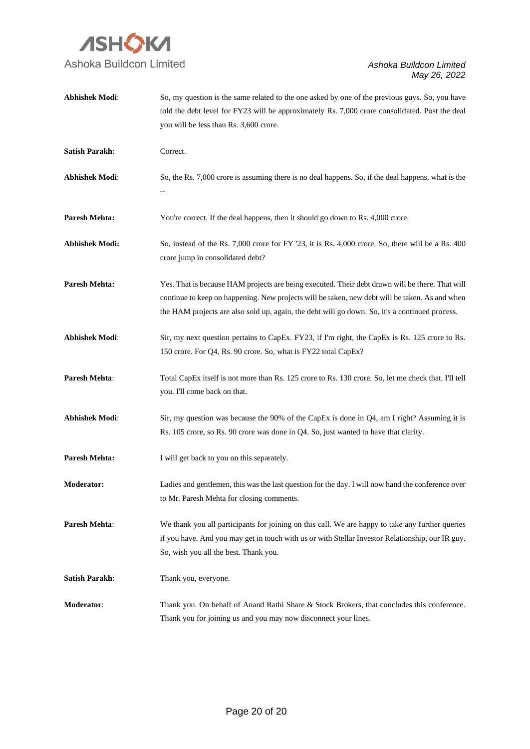**Abhishek Modi**: So, my question is the same related to the one asked by one of the previous guys. So, you have told the debt level for FY23 will be approximately Rs. 7,000 crore consolidated. Post the deal you will be less than Rs. 3,600 crore.

**Satish Parakh**: Correct.

**Abhishek Modi**: So, the Rs. 7,000 crore is assuming there is no deal happens. So, if the deal happens, what is the --

**Paresh Mehta:** You're correct. If the deal happens, then it should go down to Rs. 4,000 crore.

**Abhishek Modi:** So, instead of the Rs. 7,000 crore for FY '23, it is Rs. 4,000 crore. So, there will be a Rs. 400 crore jump in consolidated debt?

**Paresh Mehta:** Yes. That is because HAM projects are being executed. Their debt drawn will be there. That will continue to keep on happening. New projects will be taken, new debt will be taken. As and when the HAM projects are also sold up, again, the debt will go down. So, it's a continued process.

**Abhishek Modi**: Sir, my next question pertains to CapEx. FY23, if I'm right, the CapEx is Rs. 125 crore to Rs. 150 crore. For Q4, Rs. 90 crore. So, what is FY22 total CapEx?

**Paresh Mehta**: Total CapEx itself is not more than Rs. 125 crore to Rs. 130 crore. So, let me check that. I'll tell you. I'll come back on that.

**Abhishek Modi**: Sir, my question was because the 90% of the CapEx is done in Q4, am I right? Assuming it is Rs. 105 crore, so Rs. 90 crore was done in Q4. So, just wanted to have that clarity.

**Paresh Mehta:** I will get back to you on this separately.

**Moderator:** Ladies and gentlemen, this was the last question for the day. I will now hand the conference over to Mr. Paresh Mehta for closing comments.

**Paresh Mehta**: We thank you all participants for joining on this call. We are happy to take any further queries if you have. And you may get in touch with us or with Stellar Investor Relationship, our IR guy. So, wish you all the best. Thank you.

**Satish Parakh**: Thank you, everyone.

**Moderator**: Thank you. On behalf of Anand Rathi Share & Stock Brokers, that concludes this conference. Thank you for joining us and you may now disconnect your lines.